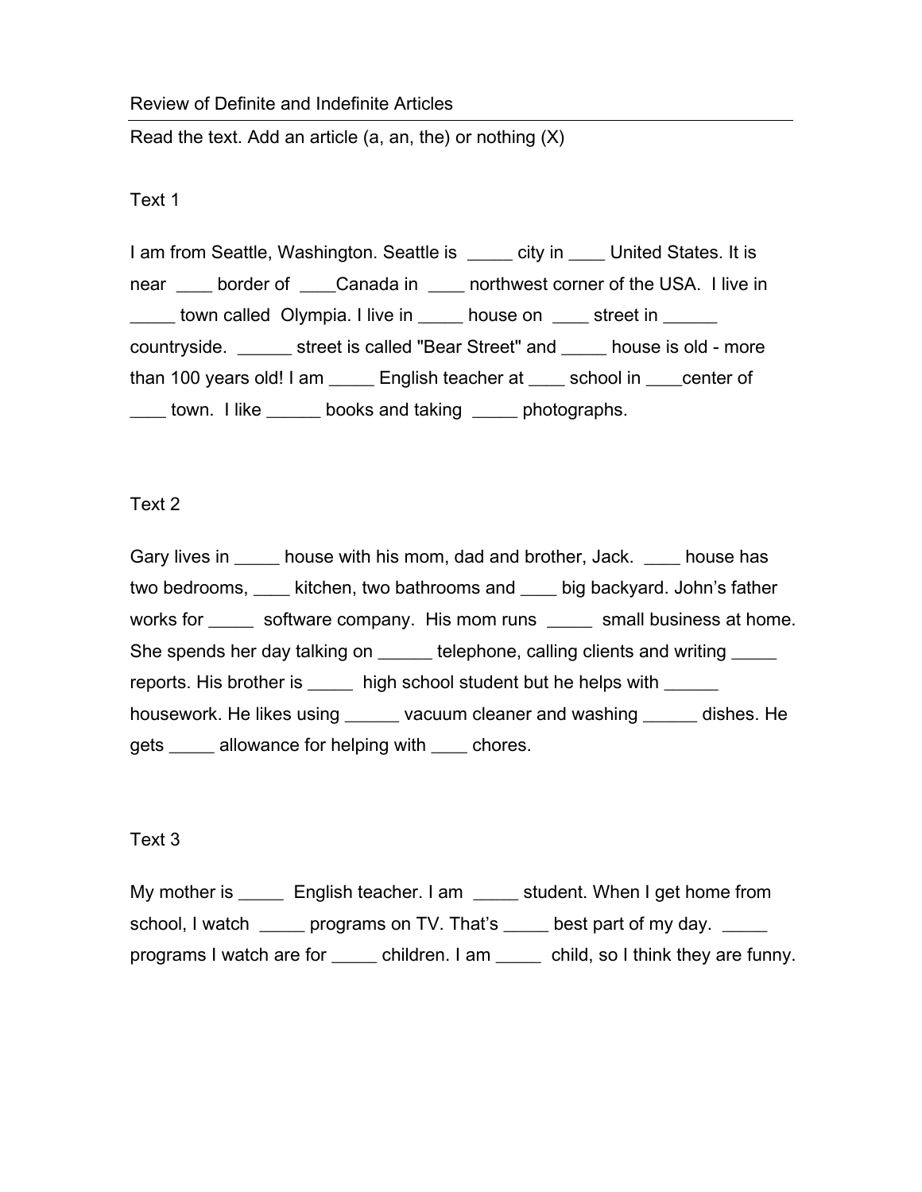Review of Definite and Indefinite Articles

Read the text. Add an article (a, an, the) or nothing (X)

Text 1

I am from Seattle, Washington. Seattle is _____ city in ____ United States. It is near ____ border of ____Canada in ____ northwest corner of the USA. I live in _____ town called Olympia. I live in _____ house on ____ street in ______ countryside. ______ street is called "Bear Street" and _____ house is old - more than 100 years old! I am _____ English teacher at ____ school in ____center of ____ town. I like ______ books and taking _____ photographs.

Text 2

Gary lives in _____ house with his mom, dad and brother, Jack. ____ house has two bedrooms, ____ kitchen, two bathrooms and ____ big backyard. John's father works for _____ software company. His mom runs _____ small business at home. She spends her day talking on ______ telephone, calling clients and writing _____ reports. His brother is _____ high school student but he helps with ______ housework. He likes using ______ vacuum cleaner and washing ______ dishes. He gets _____ allowance for helping with ____ chores.

Text 3

My mother is _____ English teacher. I am _____ student. When I get home from school, I watch _____ programs on TV. That's _____ best part of my day. _____ programs I watch are for _____ children. I am _____ child, so I think they are funny.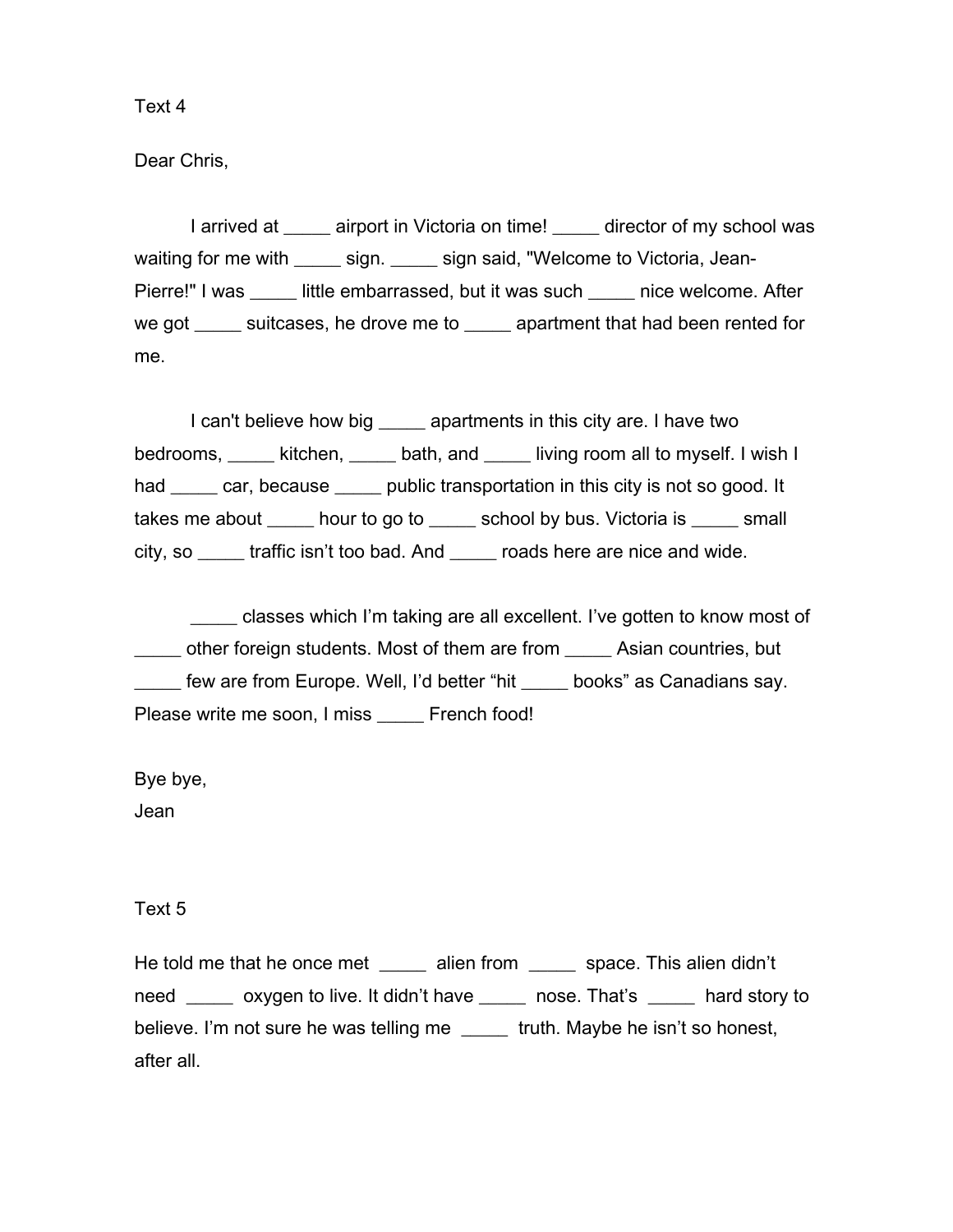Text 4

Dear Chris,

I arrived at _____ airport in Victoria on time! _____ director of my school was waiting for me with _____ sign. _____ sign said, "Welcome to Victoria, Jean-Pierre!" I was _____ little embarrassed, but it was such _____ nice welcome. After we got _____ suitcases, he drove me to _____ apartment that had been rented for me.

I can't believe how big _____ apartments in this city are. I have two bedrooms, _____ kitchen, _____ bath, and _____ living room all to myself. I wish I had _____ car, because _____ public transportation in this city is not so good. It takes me about _____ hour to go to _____ school by bus. Victoria is _____ small city, so _____ traffic isn't too bad. And _____ roads here are nice and wide.

_____ classes which I'm taking are all excellent. I've gotten to know most of _____ other foreign students. Most of them are from _____ Asian countries, but _____ few are from Europe. Well, I'd better "hit _____ books" as Canadians say. Please write me soon, I miss _____ French food!

Bye bye,
Jean

Text 5

He told me that he once met _____ alien from _____ space. This alien didn't need _____ oxygen to live. It didn't have _____ nose. That's _____ hard story to believe. I'm not sure he was telling me _____ truth. Maybe he isn't so honest, after all.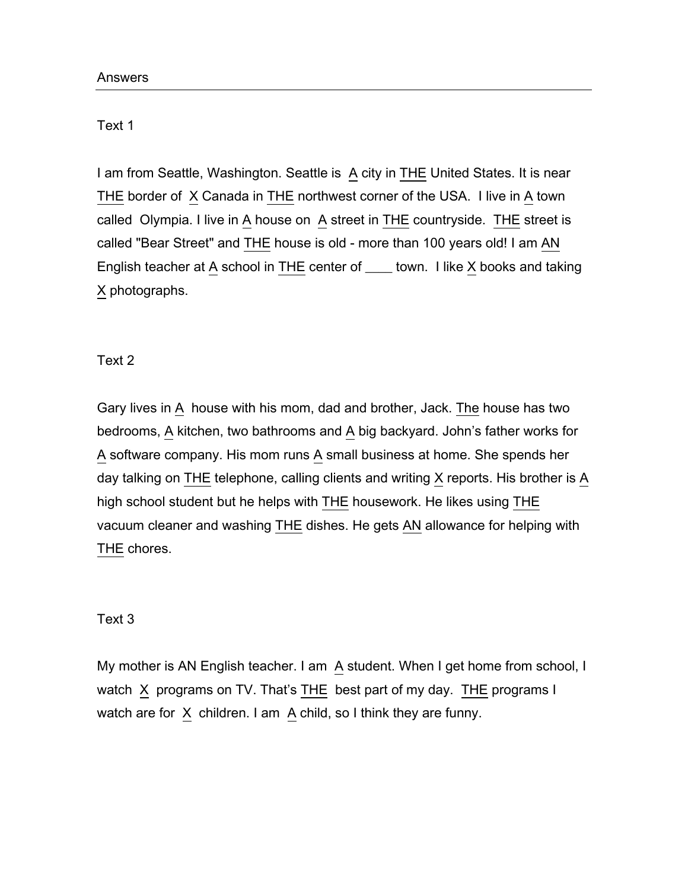Answers

Text 1

I am from Seattle, Washington. Seattle is A city in THE United States. It is near THE border of X Canada in THE northwest corner of the USA. I live in A town called Olympia. I live in A house on A street in THE countryside. THE street is called "Bear Street" and THE house is old - more than 100 years old! I am AN English teacher at A school in THE center of ____ town. I like X books and taking X photographs.

Text 2

Gary lives in A house with his mom, dad and brother, Jack. The house has two bedrooms, A kitchen, two bathrooms and A big backyard. John's father works for A software company. His mom runs A small business at home. She spends her day talking on THE telephone, calling clients and writing X reports. His brother is A high school student but he helps with THE housework. He likes using THE vacuum cleaner and washing THE dishes. He gets AN allowance for helping with THE chores.

Text 3

My mother is AN English teacher. I am A student. When I get home from school, I watch X programs on TV. That's THE best part of my day. THE programs I watch are for X children. I am A child, so I think they are funny.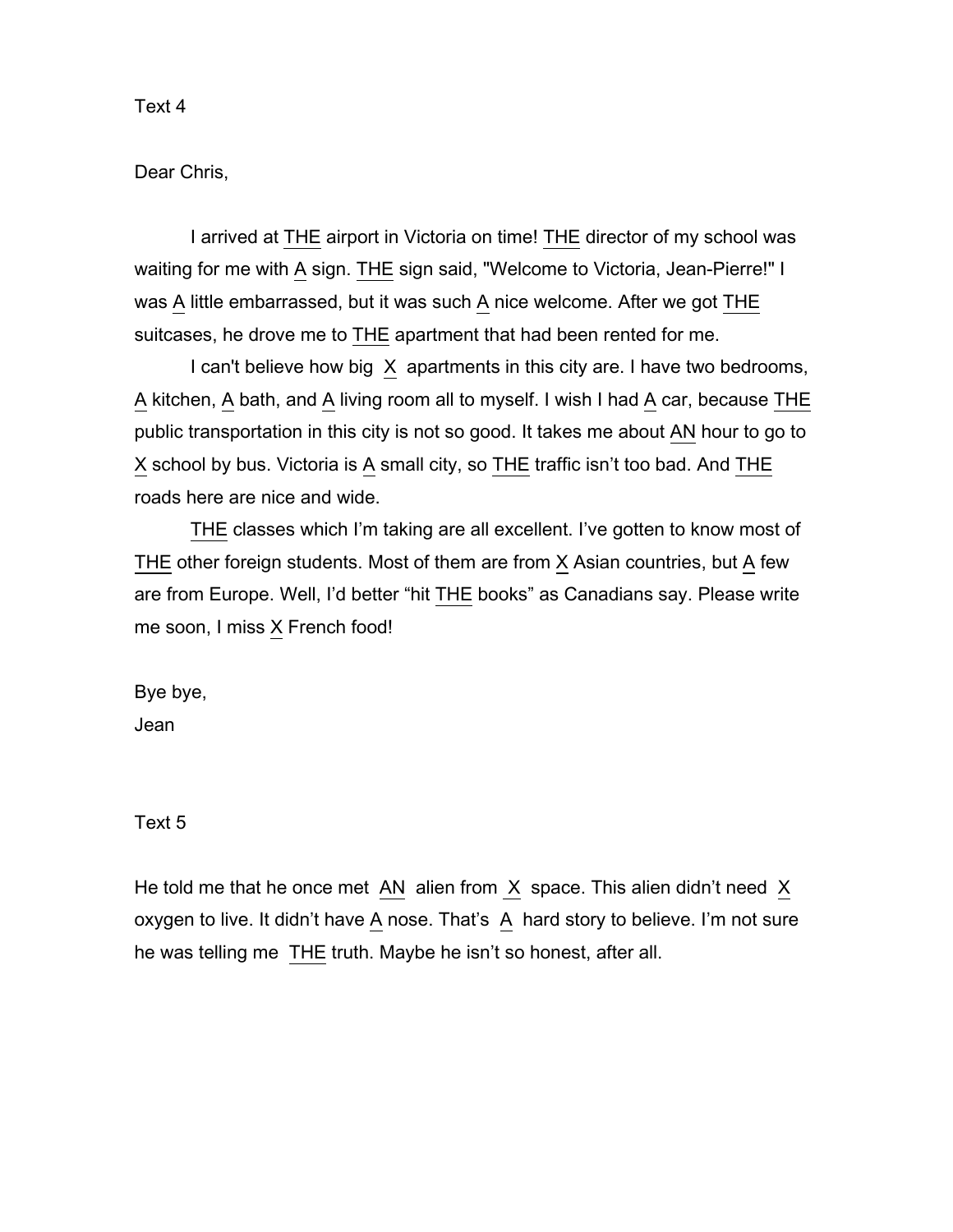Text 4

Dear Chris,

I arrived at THE airport in Victoria on time! THE director of my school was waiting for me with A sign. THE sign said, "Welcome to Victoria, Jean-Pierre!" I was A little embarrassed, but it was such A nice welcome. After we got THE suitcases, he drove me to THE apartment that had been rented for me.

I can't believe how big X apartments in this city are. I have two bedrooms, A kitchen, A bath, and A living room all to myself. I wish I had A car, because THE public transportation in this city is not so good. It takes me about AN hour to go to X school by bus. Victoria is A small city, so THE traffic isn't too bad. And THE roads here are nice and wide.

THE classes which I'm taking are all excellent. I've gotten to know most of THE other foreign students. Most of them are from X Asian countries, but A few are from Europe. Well, I'd better "hit THE books" as Canadians say. Please write me soon, I miss X French food!

Bye bye,
Jean

Text 5

He told me that he once met AN alien from X space. This alien didn't need X oxygen to live. It didn't have A nose. That's A hard story to believe. I'm not sure he was telling me THE truth. Maybe he isn't so honest, after all.